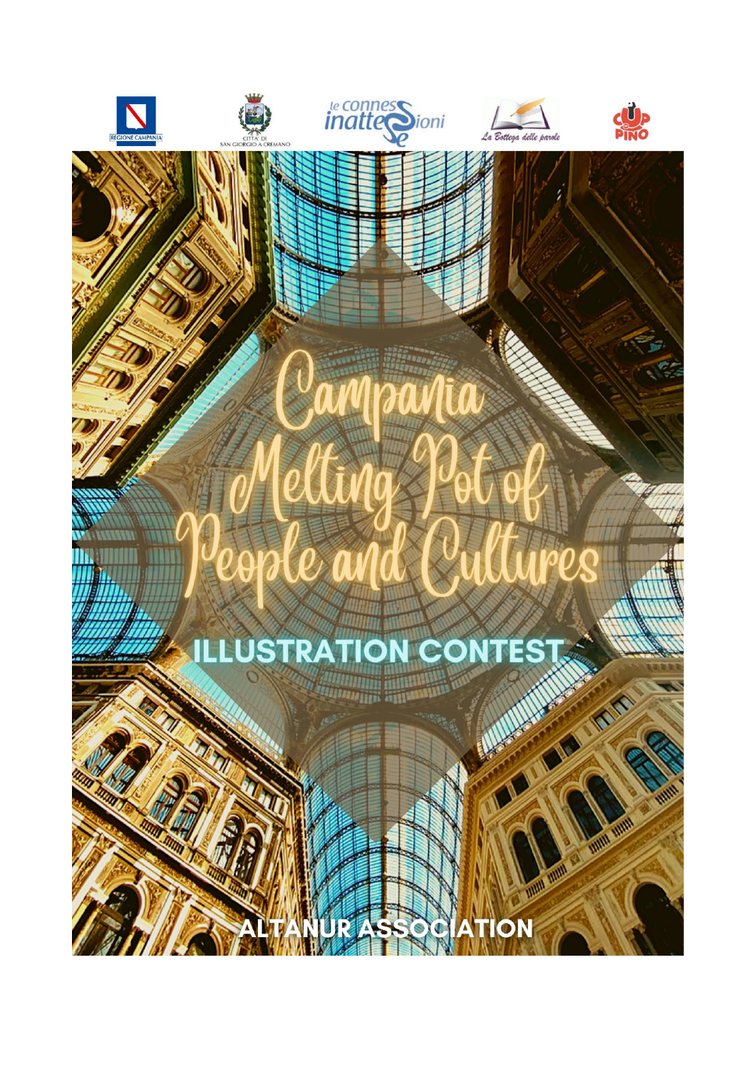REGIONE CAMPANIA

CITTA' DI SAN GIORGIO A CREMANO

le connessioni inattese

La Bottega delle parole

CUP PINO

# Campania Melting Pot of People and Cultures

## ILLUSTRATION CONTEST

**ALTANUR ASSOCIATION**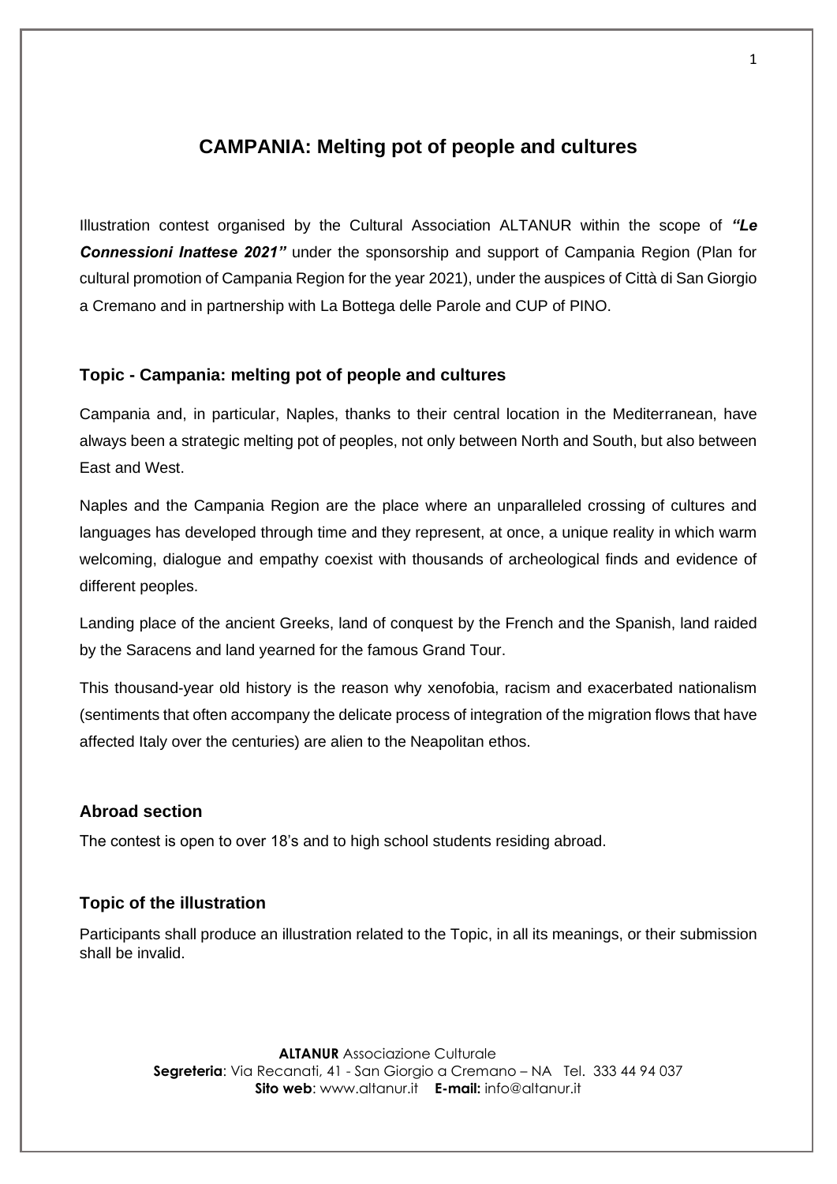# CAMPANIA: Melting pot of people and cultures

Illustration contest organised by the Cultural Association ALTANUR within the scope of ***"Le Connessioni Inattese 2021"*** under the sponsorship and support of Campania Region (Plan for cultural promotion of Campania Region for the year 2021), under the auspices of Città di San Giorgio a Cremano and in partnership with La Bottega delle Parole and CUP of PINO.

## Topic - Campania: melting pot of people and cultures

Campania and, in particular, Naples, thanks to their central location in the Mediterranean, have always been a strategic melting pot of peoples, not only between North and South, but also between East and West.

Naples and the Campania Region are the place where an unparalleled crossing of cultures and languages has developed through time and they represent, at once, a unique reality in which warm welcoming, dialogue and empathy coexist with thousands of archeological finds and evidence of different peoples.

Landing place of the ancient Greeks, land of conquest by the French and the Spanish, land raided by the Saracens and land yearned for the famous Grand Tour.

This thousand-year old history is the reason why xenofobia, racism and exacerbated nationalism (sentiments that often accompany the delicate process of integration of the migration flows that have affected Italy over the centuries) are alien to the Neapolitan ethos.

## Abroad section

The contest is open to over 18's and to high school students residing abroad.

## Topic of the illustration

Participants shall produce an illustration related to the Topic, in all its meanings, or their submission shall be invalid.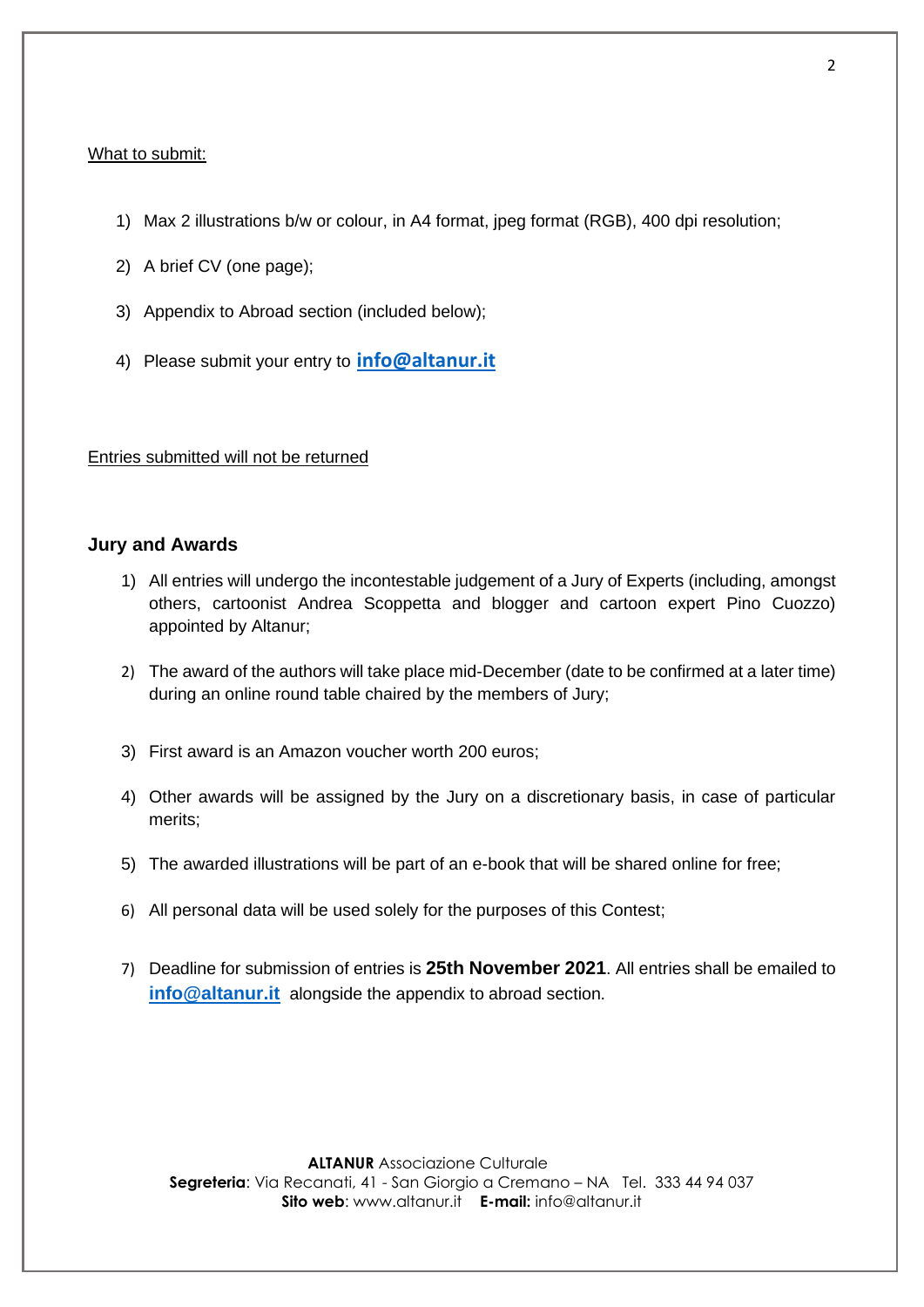What to submit:

1) Max 2 illustrations b/w or colour, in A4 format, jpeg format (RGB), 400 dpi resolution;
2) A brief CV (one page);
3) Appendix to Abroad section (included below);
4) Please submit your entry to **info@altanur.it**

Entries submitted will not be returned

## Jury and Awards

1) All entries will undergo the incontestable judgement of a Jury of Experts (including, amongst others, cartoonist Andrea Scoppetta and blogger and cartoon expert Pino Cuozzo) appointed by Altanur;
2) The award of the authors will take place mid-December (date to be confirmed at a later time) during an online round table chaired by the members of Jury;
3) First award is an Amazon voucher worth 200 euros;
4) Other awards will be assigned by the Jury on a discretionary basis, in case of particular merits;
5) The awarded illustrations will be part of an e-book that will be shared online for free;
6) All personal data will be used solely for the purposes of this Contest;
7) Deadline for submission of entries is **25th November 2021**. All entries shall be emailed to **info@altanur.it** alongside the appendix to abroad section.

**ALTANUR** Associazione Culturale
**Segreteria**: Via Recanati, 41 - San Giorgio a Cremano – NA Tel. 333 44 94 037
**Sito web**: www.altanur.it **E-mail:** info@altanur.it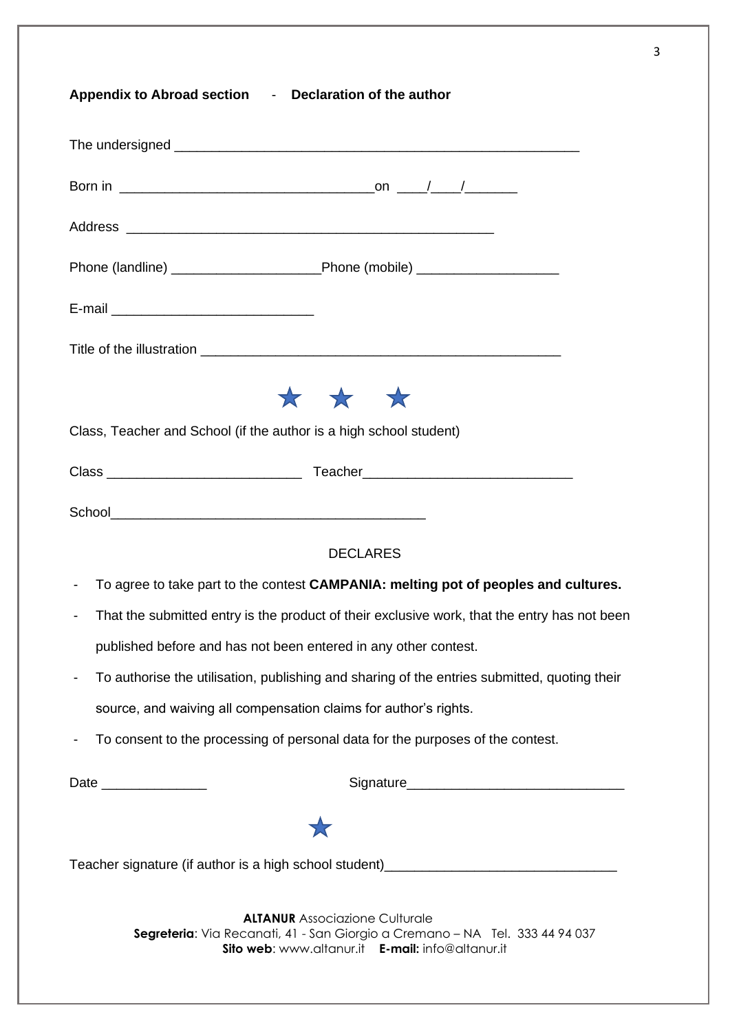**Appendix to Abroad section** - **Declaration of the author**

The undersigned ________________________________________________________

Born in __________________________________on ____/____/_______

Address __________________________________________________

Phone (landline) ____________________Phone (mobile) ___________________

E-mail ___________________________

Title of the illustration ________________________________________________

★ ★ ★

Class, Teacher and School (if the author is a high school student)

Class __________________________ Teacher____________________________

School__________________________________________

DECLARES

- To agree to take part to the contest **CAMPANIA: melting pot of peoples and cultures.**
- That the submitted entry is the product of their exclusive work, that the entry has not been published before and has not been entered in any other contest.
- To authorise the utilisation, publishing and sharing of the entries submitted, quoting their source, and waiving all compensation claims for author's rights.
- To consent to the processing of personal data for the purposes of the contest.

Date ______________ Signature_____________________________

★

Teacher signature (if author is a high school student)______________________________

**ALTANUR** Associazione Culturale
**Segreteria**: Via Recanati, 41 - San Giorgio a Cremano – NA Tel. 333 44 94 037
**Sito web**: www.altanur.it **E-mail:** info@altanur.it